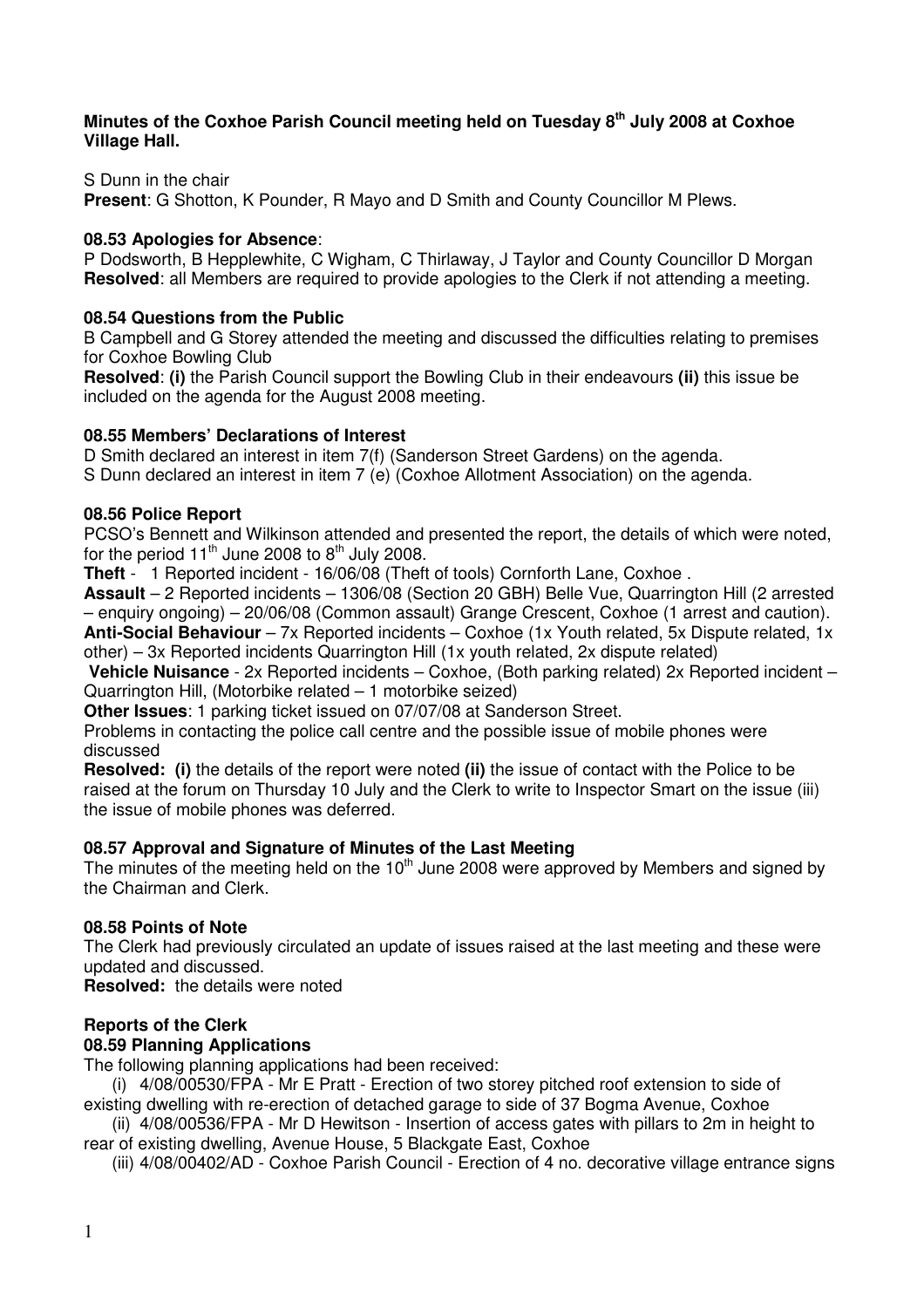**Minutes of the Coxhoe Parish Council meeting held on Tuesday 8th July 2008 at Coxhoe Village Hall.**

S Dunn in the chair

**Present**: G Shotton, K Pounder, R Mayo and D Smith and County Councillor M Plews.

**08.53 Apologies for Absence**:

P Dodsworth, B Hepplewhite, C Wigham, C Thirlaway, J Taylor and County Councillor D Morgan

**Resolved**: all Members are required to provide apologies to the Clerk if not attending a meeting.

**08.54 Questions from the Public**

B Campbell and G Storey attended the meeting and discussed the difficulties relating to premises for Coxhoe Bowling Club

**Resolved**: **(i)** the Parish Council support the Bowling Club in their endeavours **(ii)** this issue be included on the agenda for the August 2008 meeting.

**08.55 Members' Declarations of Interest**

D Smith declared an interest in item 7(f) (Sanderson Street Gardens) on the agenda.

S Dunn declared an interest in item 7 (e) (Coxhoe Allotment Association) on the agenda.

**08.56 Police Report**

PCSO's Bennett and Wilkinson attended and presented the report, the details of which were noted, for the period 11th June 2008 to 8th July 2008.

**Theft** - 1 Reported incident - 16/06/08 (Theft of tools) Cornforth Lane, Coxhoe .

**Assault** – 2 Reported incidents – 1306/08 (Section 20 GBH) Belle Vue, Quarrington Hill (2 arrested – enquiry ongoing) – 20/06/08 (Common assault) Grange Crescent, Coxhoe (1 arrest and caution).

**Anti-Social Behaviour** – 7x Reported incidents – Coxhoe (1x Youth related, 5x Dispute related, 1x other) – 3x Reported incidents Quarrington Hill (1x youth related, 2x dispute related)

**Vehicle Nuisance** - 2x Reported incidents – Coxhoe, (Both parking related) 2x Reported incident – Quarrington Hill, (Motorbike related – 1 motorbike seized)

**Other Issues**: 1 parking ticket issued on 07/07/08 at Sanderson Street.

Problems in contacting the police call centre and the possible issue of mobile phones were discussed

**Resolved: (i)** the details of the report were noted **(ii)** the issue of contact with the Police to be raised at the forum on Thursday 10 July and the Clerk to write to Inspector Smart on the issue (iii) the issue of mobile phones was deferred.

**08.57 Approval and Signature of Minutes of the Last Meeting**

The minutes of the meeting held on the 10th June 2008 were approved by Members and signed by the Chairman and Clerk.

**08.58 Points of Note**

The Clerk had previously circulated an update of issues raised at the last meeting and these were updated and discussed.

**Resolved:** the details were noted

**Reports of the Clerk**

**08.59 Planning Applications**

The following planning applications had been received:

(i) 4/08/00530/FPA - Mr E Pratt - Erection of two storey pitched roof extension to side of existing dwelling with re-erection of detached garage to side of 37 Bogma Avenue, Coxhoe

(ii) 4/08/00536/FPA - Mr D Hewitson - Insertion of access gates with pillars to 2m in height to rear of existing dwelling, Avenue House, 5 Blackgate East, Coxhoe

(iii) 4/08/00402/AD - Coxhoe Parish Council - Erection of 4 no. decorative village entrance signs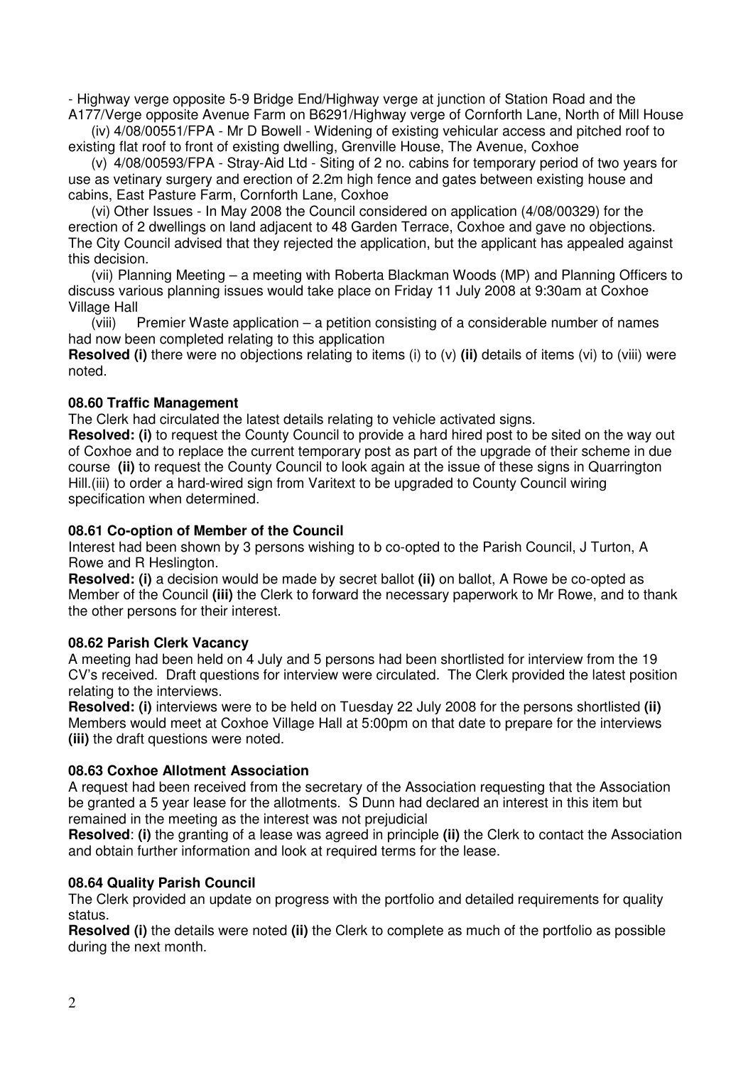- Highway verge opposite 5-9 Bridge End/Highway verge at junction of Station Road and the A177/Verge opposite Avenue Farm on B6291/Highway verge of Cornforth Lane, North of Mill House

(iv) 4/08/00551/FPA - Mr D Bowell - Widening of existing vehicular access and pitched roof to existing flat roof to front of existing dwelling, Grenville House, The Avenue, Coxhoe

(v) 4/08/00593/FPA - Stray-Aid Ltd - Siting of 2 no. cabins for temporary period of two years for use as vetinary surgery and erection of 2.2m high fence and gates between existing house and cabins, East Pasture Farm, Cornforth Lane, Coxhoe

(vi) Other Issues - In May 2008 the Council considered on application (4/08/00329) for the erection of 2 dwellings on land adjacent to 48 Garden Terrace, Coxhoe and gave no objections. The City Council advised that they rejected the application, but the applicant has appealed against this decision.

(vii) Planning Meeting – a meeting with Roberta Blackman Woods (MP) and Planning Officers to discuss various planning issues would take place on Friday 11 July 2008 at 9:30am at Coxhoe Village Hall

(viii) Premier Waste application – a petition consisting of a considerable number of names had now been completed relating to this application

**Resolved (i)** there were no objections relating to items (i) to (v) **(ii)** details of items (vi) to (viii) were noted.

**08.60 Traffic Management**

The Clerk had circulated the latest details relating to vehicle activated signs.

**Resolved: (i)** to request the County Council to provide a hard hired post to be sited on the way out of Coxhoe and to replace the current temporary post as part of the upgrade of their scheme in due course **(ii)** to request the County Council to look again at the issue of these signs in Quarrington Hill.(iii) to order a hard-wired sign from Varitext to be upgraded to County Council wiring specification when determined.

**08.61 Co-option of Member of the Council**

Interest had been shown by 3 persons wishing to b co-opted to the Parish Council, J Turton, A Rowe and R Heslington.

**Resolved: (i)** a decision would be made by secret ballot **(ii)** on ballot, A Rowe be co-opted as Member of the Council **(iii)** the Clerk to forward the necessary paperwork to Mr Rowe, and to thank the other persons for their interest.

**08.62 Parish Clerk Vacancy**

A meeting had been held on 4 July and 5 persons had been shortlisted for interview from the 19 CV's received. Draft questions for interview were circulated. The Clerk provided the latest position relating to the interviews.

**Resolved: (i)** interviews were to be held on Tuesday 22 July 2008 for the persons shortlisted **(ii)** Members would meet at Coxhoe Village Hall at 5:00pm on that date to prepare for the interviews **(iii)** the draft questions were noted.

**08.63 Coxhoe Allotment Association**

A request had been received from the secretary of the Association requesting that the Association be granted a 5 year lease for the allotments. S Dunn had declared an interest in this item but remained in the meeting as the interest was not prejudicial

**Resolved**: **(i)** the granting of a lease was agreed in principle **(ii)** the Clerk to contact the Association and obtain further information and look at required terms for the lease.

**08.64 Quality Parish Council**

The Clerk provided an update on progress with the portfolio and detailed requirements for quality status.

**Resolved (i)** the details were noted **(ii)** the Clerk to complete as much of the portfolio as possible during the next month.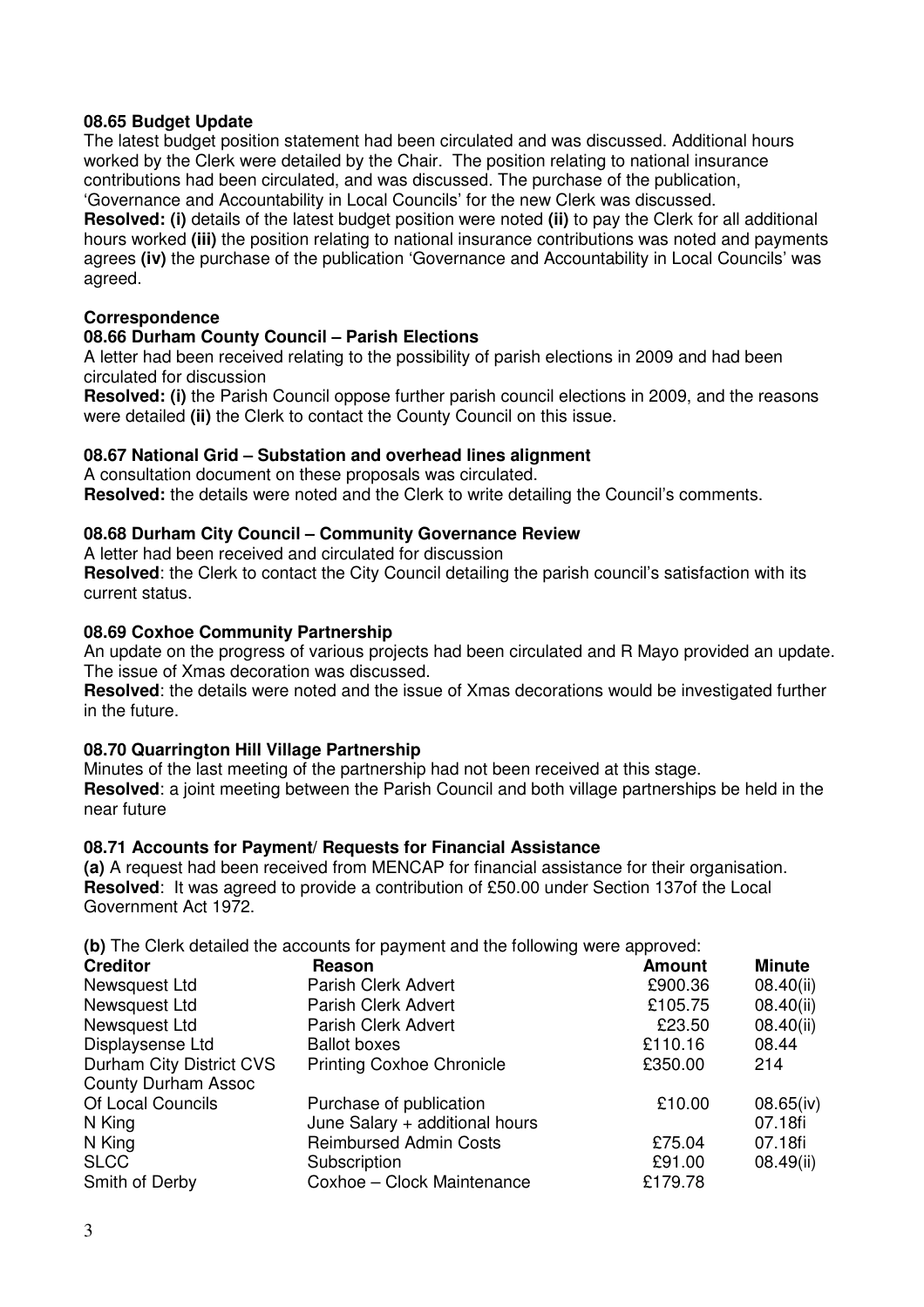**08.65 Budget Update**

The latest budget position statement had been circulated and was discussed. Additional hours worked by the Clerk were detailed by the Chair. The position relating to national insurance contributions had been circulated, and was discussed. The purchase of the publication, 'Governance and Accountability in Local Councils' for the new Clerk was discussed.

**Resolved: (i)** details of the latest budget position were noted **(ii)** to pay the Clerk for all additional hours worked **(iii)** the position relating to national insurance contributions was noted and payments agrees **(iv)** the purchase of the publication 'Governance and Accountability in Local Councils' was agreed.

**Correspondence**

**08.66 Durham County Council – Parish Elections**

A letter had been received relating to the possibility of parish elections in 2009 and had been circulated for discussion

**Resolved: (i)** the Parish Council oppose further parish council elections in 2009, and the reasons were detailed **(ii)** the Clerk to contact the County Council on this issue.

**08.67 National Grid – Substation and overhead lines alignment**

A consultation document on these proposals was circulated.

**Resolved:** the details were noted and the Clerk to write detailing the Council's comments.

**08.68 Durham City Council – Community Governance Review**

A letter had been received and circulated for discussion

**Resolved**: the Clerk to contact the City Council detailing the parish council's satisfaction with its current status.

**08.69 Coxhoe Community Partnership**

An update on the progress of various projects had been circulated and R Mayo provided an update. The issue of Xmas decoration was discussed.

**Resolved**: the details were noted and the issue of Xmas decorations would be investigated further in the future.

**08.70 Quarrington Hill Village Partnership**

Minutes of the last meeting of the partnership had not been received at this stage.

**Resolved**: a joint meeting between the Parish Council and both village partnerships be held in the near future

**08.71 Accounts for Payment/ Requests for Financial Assistance**

**(a)** A request had been received from MENCAP for financial assistance for their organisation.

**Resolved**: It was agreed to provide a contribution of £50.00 under Section 137of the Local Government Act 1972.

**(b)** The Clerk detailed the accounts for payment and the following were approved:

| Creditor | Reason | Amount | Minute |
|---|---|---|---|
| Newsquest Ltd | Parish Clerk Advert | £900.36 | 08.40(ii) |
| Newsquest Ltd | Parish Clerk Advert | £105.75 | 08.40(ii) |
| Newsquest Ltd | Parish Clerk Advert | £23.50 | 08.40(ii) |
| Displaysense Ltd | Ballot boxes | £110.16 | 08.44 |
| Durham City District CVS | Printing Coxhoe Chronicle | £350.00 | 214 |
| County Durham Assoc Of Local Councils | Purchase of publication | £10.00 | 08.65(iv) |
| N King | June Salary + additional hours | | 07.18fi |
| N King | Reimbursed Admin Costs | £75.04 | 07.18fi |
| SLCC | Subscription | £91.00 | 08.49(ii) |
| Smith of Derby | Coxhoe – Clock Maintenance | £179.78 | |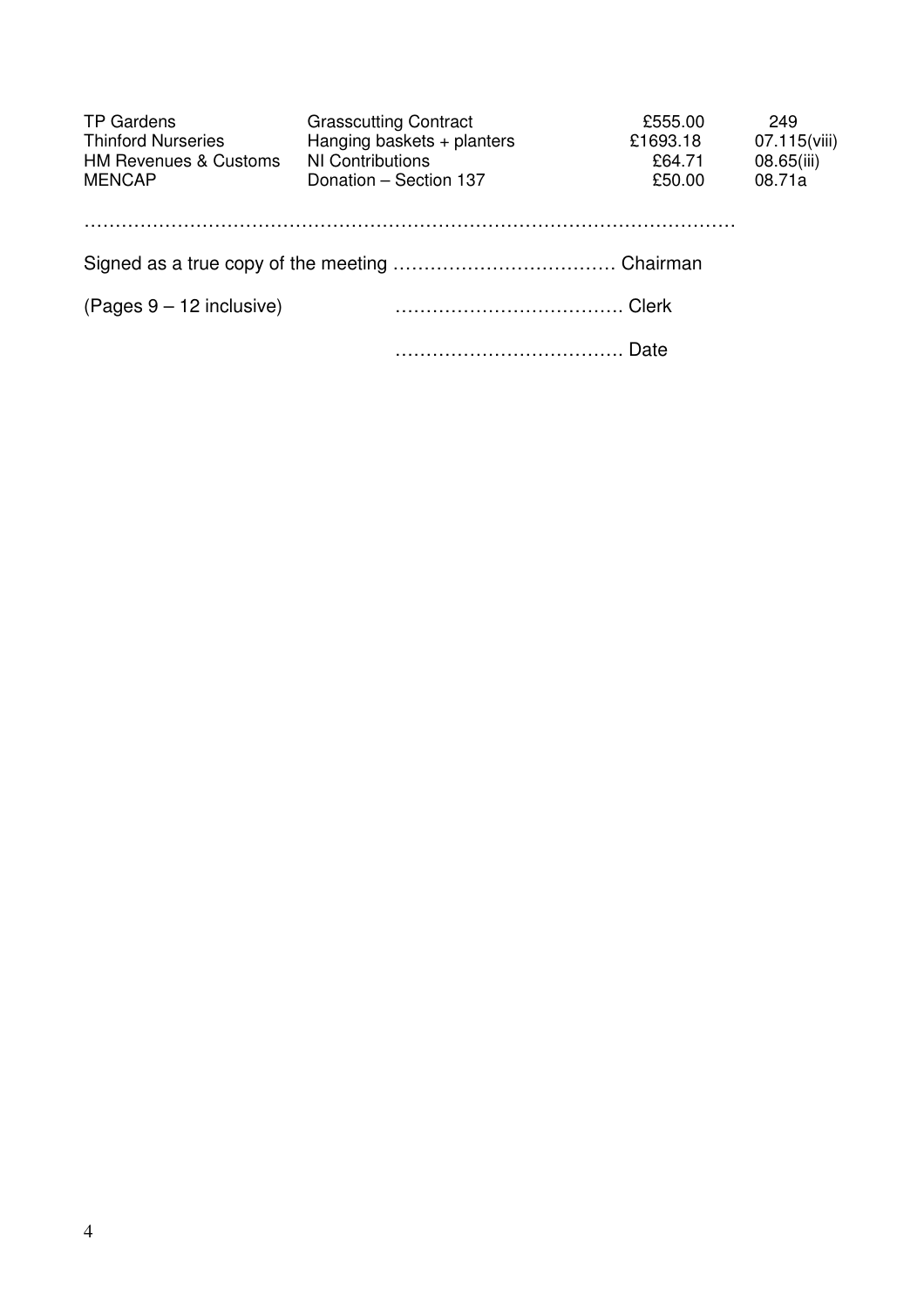| | | | |
|---|---|---|---|
| TP Gardens | Grasscutting Contract | £555.00 | 249 |
| Thinford Nurseries | Hanging baskets + planters | £1693.18 | 07.115(viii) |
| HM Revenues & Customs | NI Contributions | £64.71 | 08.65(iii) |
| MENCAP | Donation – Section 137 | £50.00 | 08.71a |

………………………………………………………………………………………

Signed as a true copy of the meeting ……………………………… Chairman

(Pages 9 – 12 inclusive) ……………………………… Clerk

……………………………… Date